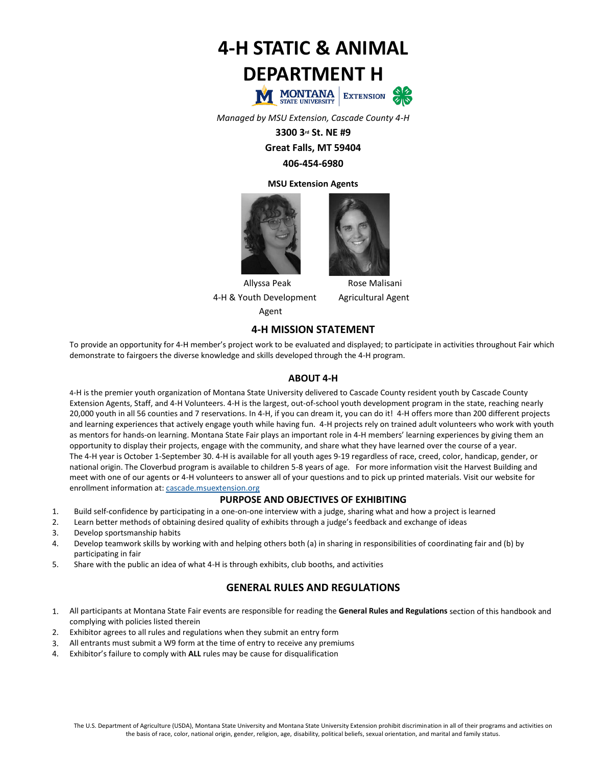# 4-H STATIC & ANIMAL DEPARTMENT H

*Managed by MSU Extension, Cascade County 4-H*

**3300 3rd St. NE #9**

**Great Falls, MT 59404**

**406-454-6980**

**MSU Extension Agents**

Allyssa Peak
4-H & Youth Development Agent

Rose Malisani
Agricultural Agent

## 4-H MISSION STATEMENT

To provide an opportunity for 4-H member's project work to be evaluated and displayed; to participate in activities throughout Fair which demonstrate to fairgoers the diverse knowledge and skills developed through the 4-H program.

## ABOUT 4-H

4-H is the premier youth organization of Montana State University delivered to Cascade County resident youth by Cascade County Extension Agents, Staff, and 4-H Volunteers. 4-H is the largest, out-of-school youth development program in the state, reaching nearly 20,000 youth in all 56 counties and 7 reservations. In 4-H, if you can dream it, you can do it! 4-H offers more than 200 different projects and learning experiences that actively engage youth while having fun. 4-H projects rely on trained adult volunteers who work with youth as mentors for hands-on learning. Montana State Fair plays an important role in 4-H members' learning experiences by giving them an opportunity to display their projects, engage with the community, and share what they have learned over the course of a year.
The 4-H year is October 1-September 30. 4-H is available for all youth ages 9-19 regardless of race, creed, color, handicap, gender, or national origin. The Cloverbud program is available to children 5-8 years of age. For more information visit the Harvest Building and meet with one of our agents or 4-H volunteers to answer all of your questions and to pick up printed materials. Visit our website for enrollment information at: cascade.msuextension.org

## PURPOSE AND OBJECTIVES OF EXHIBITING

1. Build self-confidence by participating in a one-on-one interview with a judge, sharing what and how a project is learned
2. Learn better methods of obtaining desired quality of exhibits through a judge's feedback and exchange of ideas
3. Develop sportsmanship habits
4. Develop teamwork skills by working with and helping others both (a) in sharing in responsibilities of coordinating fair and (b) by participating in fair
5. Share with the public an idea of what 4-H is through exhibits, club booths, and activities

## GENERAL RULES AND REGULATIONS

1. All participants at Montana State Fair events are responsible for reading the **General Rules and Regulations** section of this handbook and complying with policies listed therein
2. Exhibitor agrees to all rules and regulations when they submit an entry form
3. All entrants must submit a W9 form at the time of entry to receive any premiums
4. Exhibitor's failure to comply with **ALL** rules may be cause for disqualification

The U.S. Department of Agriculture (USDA), Montana State University and Montana State University Extension prohibit discrimination in all of their programs and activities on the basis of race, color, national origin, gender, religion, age, disability, political beliefs, sexual orientation, and marital and family status.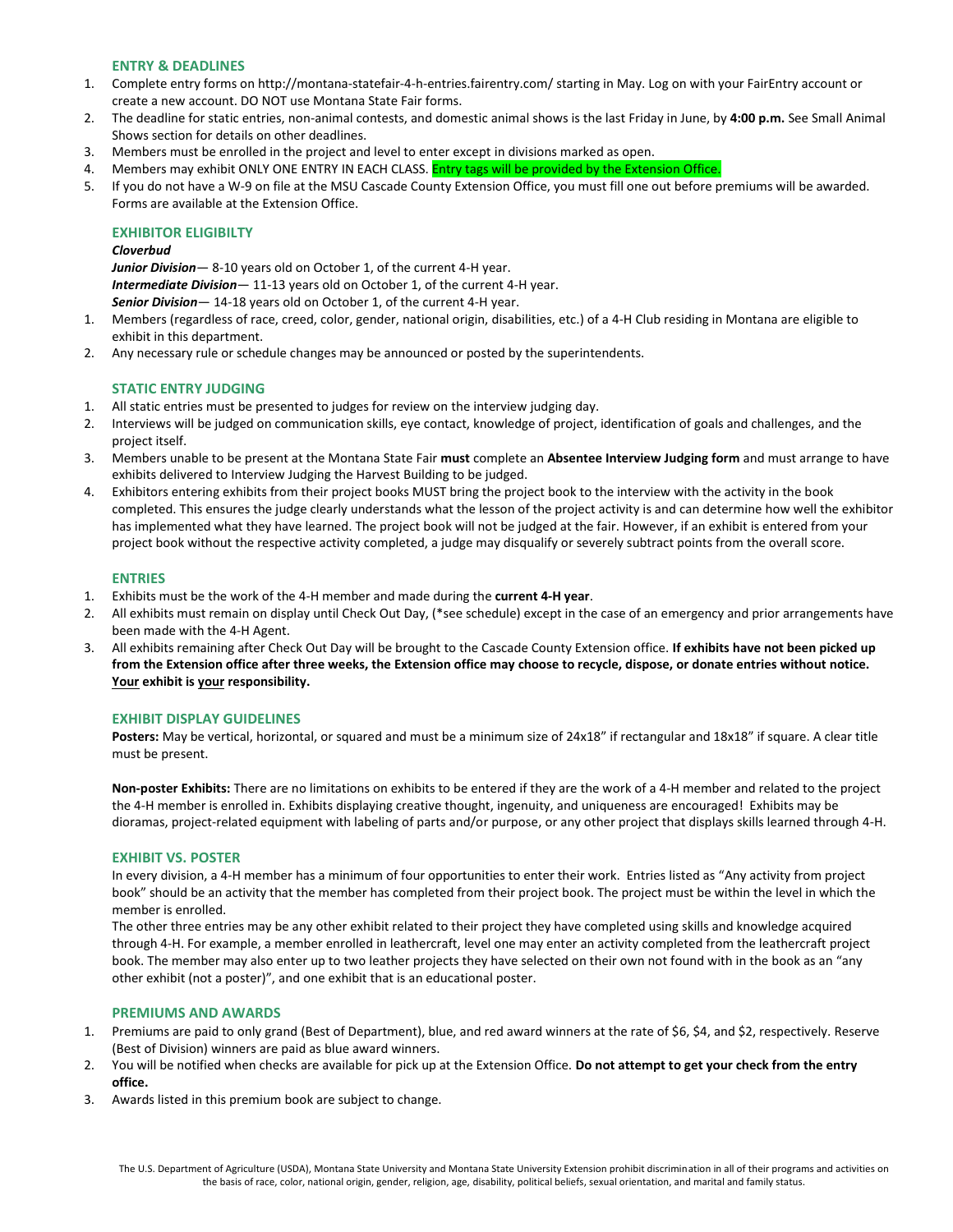### ENTRY & DEADLINES

1. Complete entry forms on http://montana-statefair-4-h-entries.fairentry.com/ starting in May. Log on with your FairEntry account or create a new account. DO NOT use Montana State Fair forms.
2. The deadline for static entries, non-animal contests, and domestic animal shows is the last Friday in June, by **4:00 p.m.** See Small Animal Shows section for details on other deadlines.
3. Members must be enrolled in the project and level to enter except in divisions marked as open.
4. Members may exhibit ONLY ONE ENTRY IN EACH CLASS. Entry tags will be provided by the Extension Office.
5. If you do not have a W-9 on file at the MSU Cascade County Extension Office, you must fill one out before premiums will be awarded. Forms are available at the Extension Office.

### EXHIBITOR ELIGIBILTY

***Cloverbud***

***Junior Division***— 8-10 years old on October 1, of the current 4-H year.

***Intermediate Division***— 11-13 years old on October 1, of the current 4-H year.

***Senior Division***— 14-18 years old on October 1, of the current 4-H year.

1. Members (regardless of race, creed, color, gender, national origin, disabilities, etc.) of a 4-H Club residing in Montana are eligible to exhibit in this department.
2. Any necessary rule or schedule changes may be announced or posted by the superintendents.

### STATIC ENTRY JUDGING

1. All static entries must be presented to judges for review on the interview judging day.
2. Interviews will be judged on communication skills, eye contact, knowledge of project, identification of goals and challenges, and the project itself.
3. Members unable to be present at the Montana State Fair **must** complete an **Absentee Interview Judging form** and must arrange to have exhibits delivered to Interview Judging the Harvest Building to be judged.
4. Exhibitors entering exhibits from their project books MUST bring the project book to the interview with the activity in the book completed. This ensures the judge clearly understands what the lesson of the project activity is and can determine how well the exhibitor has implemented what they have learned. The project book will not be judged at the fair. However, if an exhibit is entered from your project book without the respective activity completed, a judge may disqualify or severely subtract points from the overall score.

### ENTRIES

1. Exhibits must be the work of the 4-H member and made during the **current 4-H year**.
2. All exhibits must remain on display until Check Out Day, (*see schedule) except in the case of an emergency and prior arrangements have been made with the 4-H Agent.
3. All exhibits remaining after Check Out Day will be brought to the Cascade County Extension office. **If exhibits have not been picked up from the Extension office after three weeks, the Extension office may choose to recycle, dispose, or donate entries without notice. <u>Your</u> exhibit is <u>your</u> responsibility.**

### EXHIBIT DISPLAY GUIDELINES

**Posters:** May be vertical, horizontal, or squared and must be a minimum size of 24x18" if rectangular and 18x18" if square. A clear title must be present.

**Non-poster Exhibits:** There are no limitations on exhibits to be entered if they are the work of a 4-H member and related to the project the 4-H member is enrolled in. Exhibits displaying creative thought, ingenuity, and uniqueness are encouraged! Exhibits may be dioramas, project-related equipment with labeling of parts and/or purpose, or any other project that displays skills learned through 4-H.

### EXHIBIT VS. POSTER

In every division, a 4-H member has a minimum of four opportunities to enter their work. Entries listed as "Any activity from project book" should be an activity that the member has completed from their project book. The project must be within the level in which the member is enrolled.

The other three entries may be any other exhibit related to their project they have completed using skills and knowledge acquired through 4-H. For example, a member enrolled in leathercraft, level one may enter an activity completed from the leathercraft project book. The member may also enter up to two leather projects they have selected on their own not found with in the book as an "any other exhibit (not a poster)", and one exhibit that is an educational poster.

### PREMIUMS AND AWARDS

1. Premiums are paid to only grand (Best of Department), blue, and red award winners at the rate of $6, $4, and $2, respectively. Reserve (Best of Division) winners are paid as blue award winners.
2. You will be notified when checks are available for pick up at the Extension Office. **Do not attempt to get your check from the entry office.**
3. Awards listed in this premium book are subject to change.

The U.S. Department of Agriculture (USDA), Montana State University and Montana State University Extension prohibit discrimination in all of their programs and activities on the basis of race, color, national origin, gender, religion, age, disability, political beliefs, sexual orientation, and marital and family status.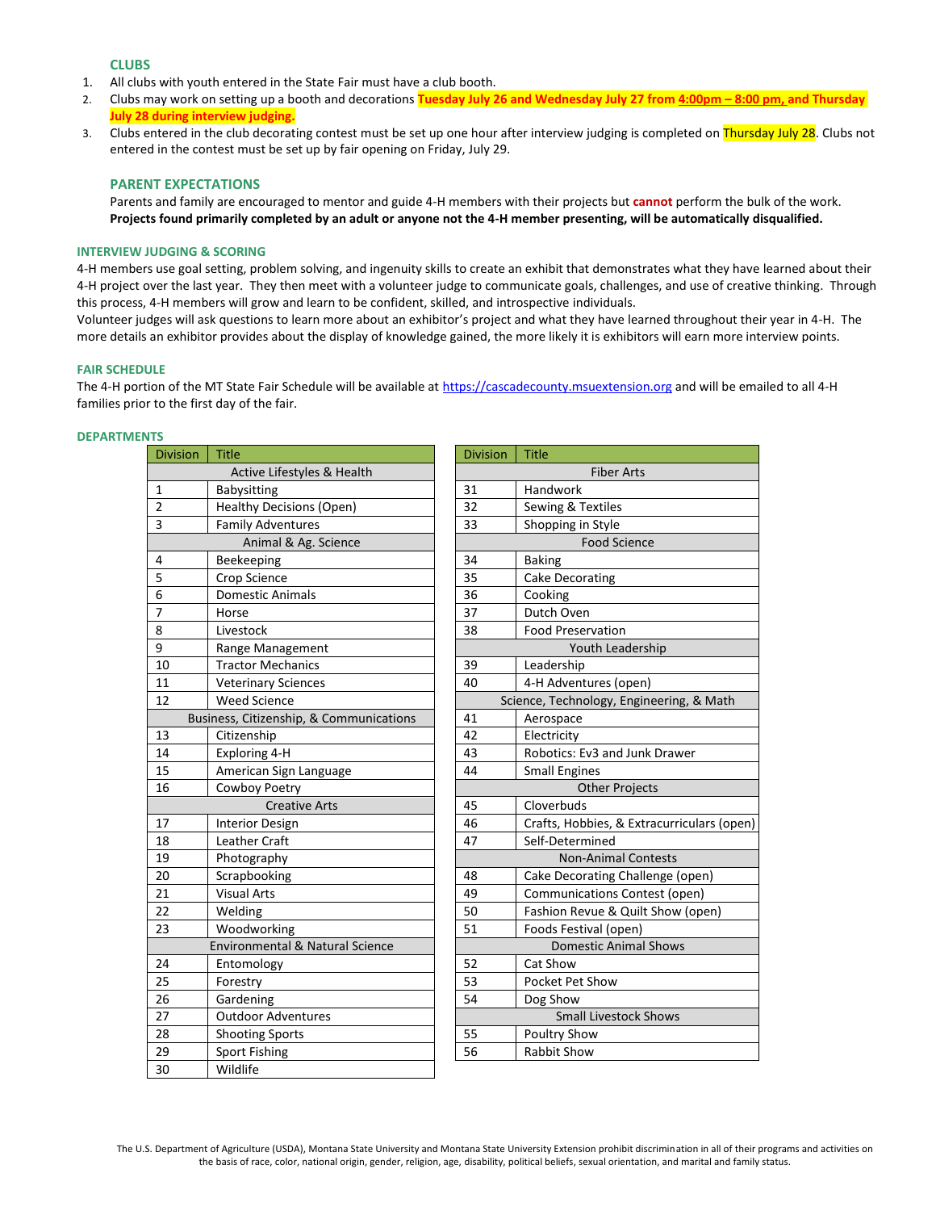### CLUBS

1. All clubs with youth entered in the State Fair must have a club booth.
2. Clubs may work on setting up a booth and decorations **Tuesday July 26 and Wednesday July 27 from 4:00pm – 8:00 pm, and Thursday July 28 during interview judging.**
3. Clubs entered in the club decorating contest must be set up one hour after interview judging is completed on Thursday July 28. Clubs not entered in the contest must be set up by fair opening on Friday, July 29.

### PARENT EXPECTATIONS

Parents and family are encouraged to mentor and guide 4-H members with their projects but **cannot** perform the bulk of the work. **Projects found primarily completed by an adult or anyone not the 4-H member presenting, will be automatically disqualified.**

### INTERVIEW JUDGING & SCORING

4-H members use goal setting, problem solving, and ingenuity skills to create an exhibit that demonstrates what they have learned about their 4-H project over the last year. They then meet with a volunteer judge to communicate goals, challenges, and use of creative thinking. Through this process, 4-H members will grow and learn to be confident, skilled, and introspective individuals.

Volunteer judges will ask questions to learn more about an exhibitor's project and what they have learned throughout their year in 4-H. The more details an exhibitor provides about the display of knowledge gained, the more likely it is exhibitors will earn more interview points.

### FAIR SCHEDULE

The 4-H portion of the MT State Fair Schedule will be available at https://cascadecounty.msuextension.org and will be emailed to all 4-H families prior to the first day of the fair.

### DEPARTMENTS

| Division | Title |
|---|---|
| | **Active Lifestyles & Health** |
| 1 | Babysitting |
| 2 | Healthy Decisions (Open) |
| 3 | Family Adventures |
| | **Animal & Ag. Science** |
| 4 | Beekeeping |
| 5 | Crop Science |
| 6 | Domestic Animals |
| 7 | Horse |
| 8 | Livestock |
| 9 | Range Management |
| 10 | Tractor Mechanics |
| 11 | Veterinary Sciences |
| 12 | Weed Science |
| | **Business, Citizenship, & Communications** |
| 13 | Citizenship |
| 14 | Exploring 4-H |
| 15 | American Sign Language |
| 16 | Cowboy Poetry |
| | **Creative Arts** |
| 17 | Interior Design |
| 18 | Leather Craft |
| 19 | Photography |
| 20 | Scrapbooking |
| 21 | Visual Arts |
| 22 | Welding |
| 23 | Woodworking |
| | **Environmental & Natural Science** |
| 24 | Entomology |
| 25 | Forestry |
| 26 | Gardening |
| 27 | Outdoor Adventures |
| 28 | Shooting Sports |
| 29 | Sport Fishing |
| 30 | Wildlife |

| Division | Title |
|---|---|
| | **Fiber Arts** |
| 31 | Handwork |
| 32 | Sewing & Textiles |
| 33 | Shopping in Style |
| | **Food Science** |
| 34 | Baking |
| 35 | Cake Decorating |
| 36 | Cooking |
| 37 | Dutch Oven |
| 38 | Food Preservation |
| | **Youth Leadership** |
| 39 | Leadership |
| 40 | 4-H Adventures (open) |
| | **Science, Technology, Engineering, & Math** |
| 41 | Aerospace |
| 42 | Electricity |
| 43 | Robotics: Ev3 and Junk Drawer |
| 44 | Small Engines |
| | **Other Projects** |
| 45 | Cloverbuds |
| 46 | Crafts, Hobbies, & Extracurriculars (open) |
| 47 | Self-Determined |
| | **Non-Animal Contests** |
| 48 | Cake Decorating Challenge (open) |
| 49 | Communications Contest (open) |
| 50 | Fashion Revue & Quilt Show (open) |
| 51 | Foods Festival (open) |
| | **Domestic Animal Shows** |
| 52 | Cat Show |
| 53 | Pocket Pet Show |
| 54 | Dog Show |
| | **Small Livestock Shows** |
| 55 | Poultry Show |
| 56 | Rabbit Show |

The U.S. Department of Agriculture (USDA), Montana State University and Montana State University Extension prohibit discrimination in all of their programs and activities on the basis of race, color, national origin, gender, religion, age, disability, political beliefs, sexual orientation, and marital and family status.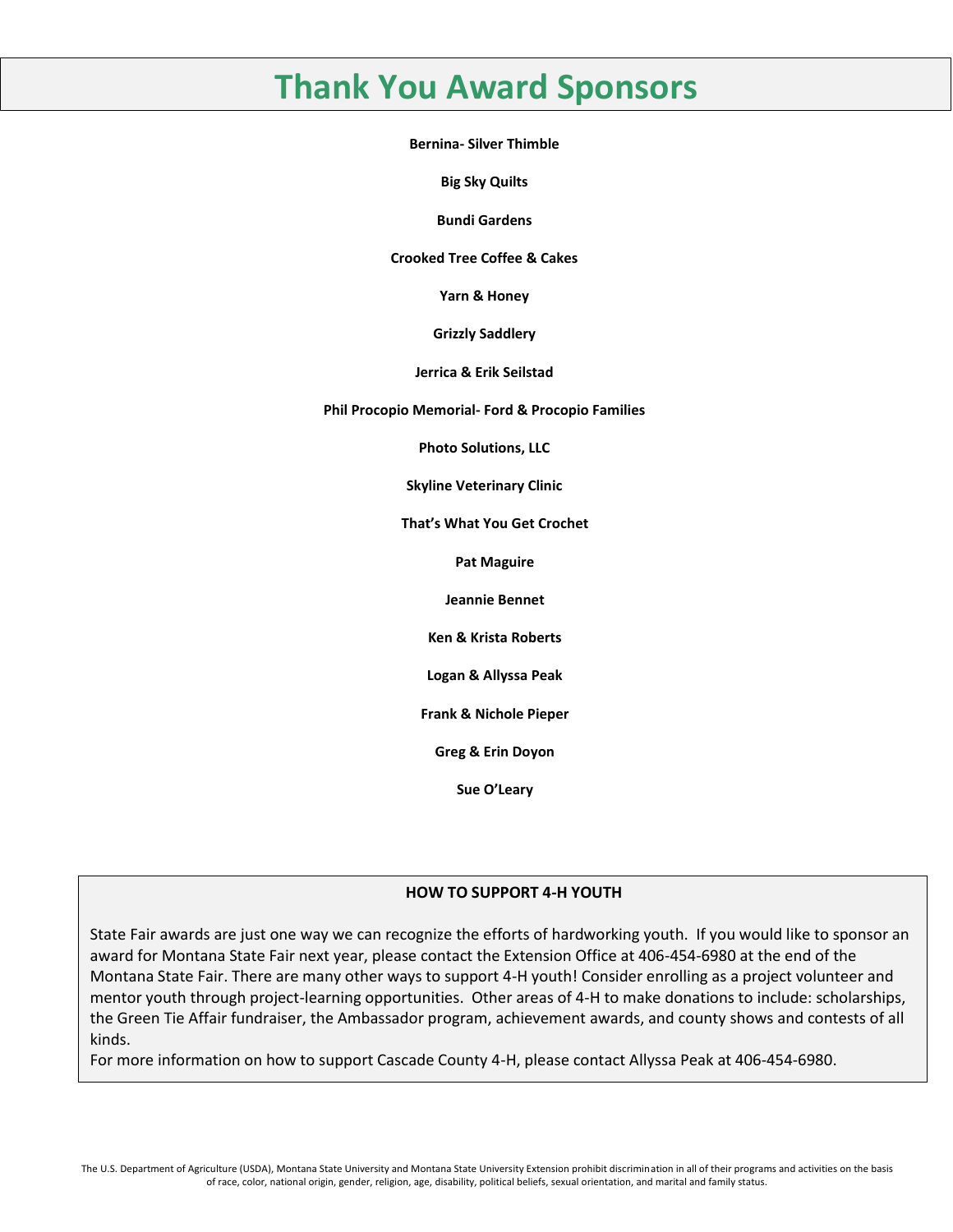# Thank You Award Sponsors

**Bernina- Silver Thimble**

**Big Sky Quilts**

**Bundi Gardens**

**Crooked Tree Coffee & Cakes**

**Yarn & Honey**

**Grizzly Saddlery**

**Jerrica & Erik Seilstad**

**Phil Procopio Memorial- Ford & Procopio Families**

**Photo Solutions, LLC**

**Skyline Veterinary Clinic**

**That's What You Get Crochet**

**Pat Maguire**

**Jeannie Bennet**

**Ken & Krista Roberts**

**Logan & Allyssa Peak**

**Frank & Nichole Pieper**

**Greg & Erin Doyon**

**Sue O'Leary**

**HOW TO SUPPORT 4-H YOUTH**

State Fair awards are just one way we can recognize the efforts of hardworking youth. If you would like to sponsor an award for Montana State Fair next year, please contact the Extension Office at 406-454-6980 at the end of the Montana State Fair. There are many other ways to support 4-H youth! Consider enrolling as a project volunteer and mentor youth through project-learning opportunities. Other areas of 4-H to make donations to include: scholarships, the Green Tie Affair fundraiser, the Ambassador program, achievement awards, and county shows and contests of all kinds.

For more information on how to support Cascade County 4-H, please contact Allyssa Peak at 406-454-6980.

The U.S. Department of Agriculture (USDA), Montana State University and Montana State University Extension prohibit discrimination in all of their programs and activities on the basis of race, color, national origin, gender, religion, age, disability, political beliefs, sexual orientation, and marital and family status.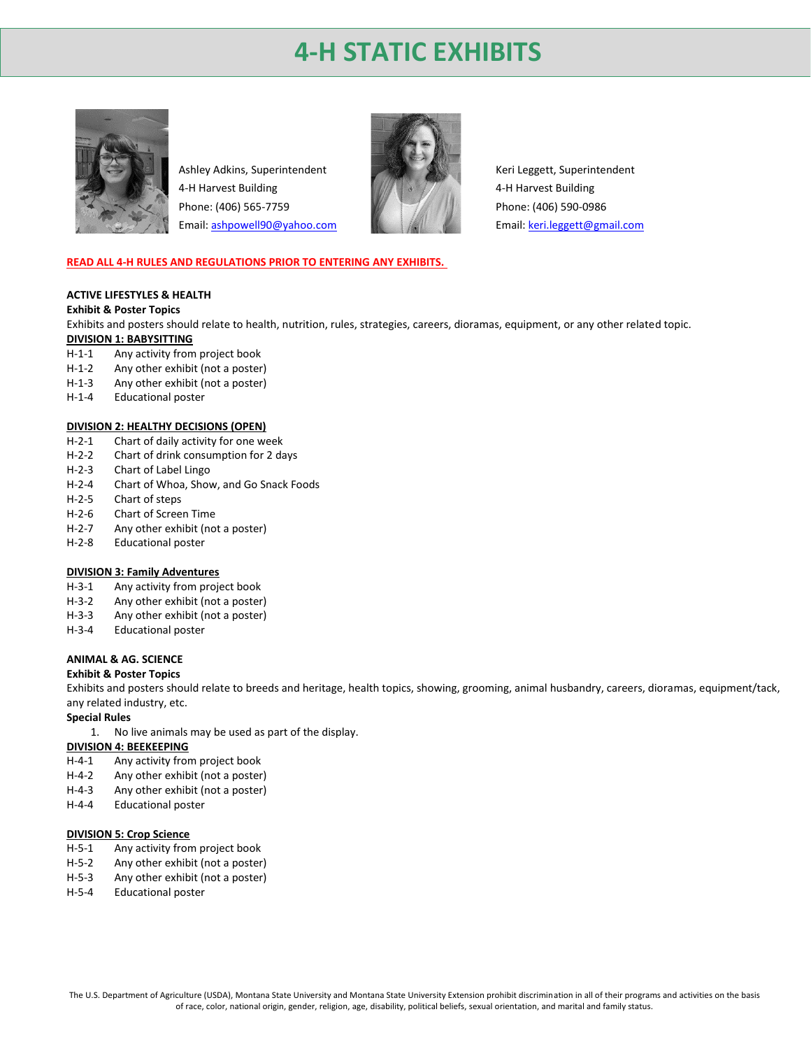# 4-H STATIC EXHIBITS

Ashley Adkins, Superintendent
4-H Harvest Building
Phone: (406) 565-7759
Email: ashpowell90@yahoo.com

Keri Leggett, Superintendent
4-H Harvest Building
Phone: (406) 590-0986
Email: keri.leggett@gmail.com

**READ ALL 4-H RULES AND REGULATIONS PRIOR TO ENTERING ANY EXHIBITS.**

## ACTIVE LIFESTYLES & HEALTH

**Exhibit & Poster Topics**

Exhibits and posters should relate to health, nutrition, rules, strategies, careers, dioramas, equipment, or any other related topic.

### DIVISION 1: BABYSITTING

- H-1-1 Any activity from project book
- H-1-2 Any other exhibit (not a poster)
- H-1-3 Any other exhibit (not a poster)
- H-1-4 Educational poster

### DIVISION 2: HEALTHY DECISIONS (OPEN)

- H-2-1 Chart of daily activity for one week
- H-2-2 Chart of drink consumption for 2 days
- H-2-3 Chart of Label Lingo
- H-2-4 Chart of Whoa, Show, and Go Snack Foods
- H-2-5 Chart of steps
- H-2-6 Chart of Screen Time
- H-2-7 Any other exhibit (not a poster)
- H-2-8 Educational poster

### DIVISION 3: Family Adventures

- H-3-1 Any activity from project book
- H-3-2 Any other exhibit (not a poster)
- H-3-3 Any other exhibit (not a poster)
- H-3-4 Educational poster

## ANIMAL & AG. SCIENCE

**Exhibit & Poster Topics**

Exhibits and posters should relate to breeds and heritage, health topics, showing, grooming, animal husbandry, careers, dioramas, equipment/tack, any related industry, etc.

**Special Rules**

1. No live animals may be used as part of the display.

### DIVISION 4: BEEKEEPING

- H-4-1 Any activity from project book
- H-4-2 Any other exhibit (not a poster)
- H-4-3 Any other exhibit (not a poster)
- H-4-4 Educational poster

### DIVISION 5: Crop Science

- H-5-1 Any activity from project book
- H-5-2 Any other exhibit (not a poster)
- H-5-3 Any other exhibit (not a poster)
- H-5-4 Educational poster

The U.S. Department of Agriculture (USDA), Montana State University and Montana State University Extension prohibit discrimination in all of their programs and activities on the basis of race, color, national origin, gender, religion, age, disability, political beliefs, sexual orientation, and marital and family status.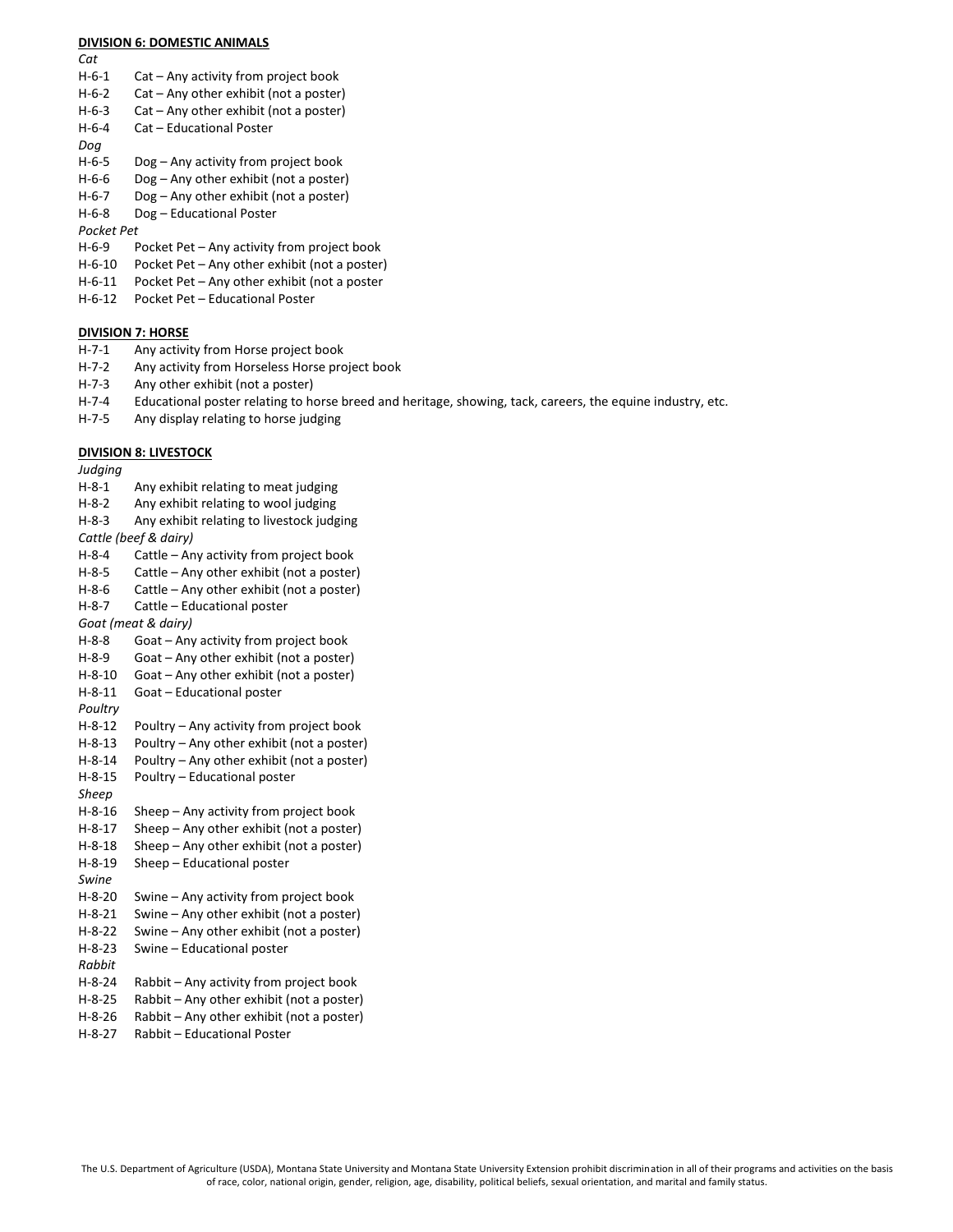**DIVISION 6: DOMESTIC ANIMALS**

*Cat*

H-6-1 Cat – Any activity from project book
H-6-2 Cat – Any other exhibit (not a poster)
H-6-3 Cat – Any other exhibit (not a poster)
H-6-4 Cat – Educational Poster

*Dog*

H-6-5 Dog – Any activity from project book
H-6-6 Dog – Any other exhibit (not a poster)
H-6-7 Dog – Any other exhibit (not a poster)
H-6-8 Dog – Educational Poster

*Pocket Pet*

H-6-9 Pocket Pet – Any activity from project book
H-6-10 Pocket Pet – Any other exhibit (not a poster)
H-6-11 Pocket Pet – Any other exhibit (not a poster
H-6-12 Pocket Pet – Educational Poster

**DIVISION 7: HORSE**

H-7-1 Any activity from Horse project book
H-7-2 Any activity from Horseless Horse project book
H-7-3 Any other exhibit (not a poster)
H-7-4 Educational poster relating to horse breed and heritage, showing, tack, careers, the equine industry, etc.
H-7-5 Any display relating to horse judging

**DIVISION 8: LIVESTOCK**

*Judging*

H-8-1 Any exhibit relating to meat judging
H-8-2 Any exhibit relating to wool judging
H-8-3 Any exhibit relating to livestock judging

*Cattle (beef & dairy)*

H-8-4 Cattle – Any activity from project book
H-8-5 Cattle – Any other exhibit (not a poster)
H-8-6 Cattle – Any other exhibit (not a poster)
H-8-7 Cattle – Educational poster

*Goat (meat & dairy)*

H-8-8 Goat – Any activity from project book
H-8-9 Goat – Any other exhibit (not a poster)
H-8-10 Goat – Any other exhibit (not a poster)
H-8-11 Goat – Educational poster

*Poultry*

H-8-12 Poultry – Any activity from project book
H-8-13 Poultry – Any other exhibit (not a poster)
H-8-14 Poultry – Any other exhibit (not a poster)
H-8-15 Poultry – Educational poster

*Sheep*

H-8-16 Sheep – Any activity from project book
H-8-17 Sheep – Any other exhibit (not a poster)
H-8-18 Sheep – Any other exhibit (not a poster)
H-8-19 Sheep – Educational poster

*Swine*

H-8-20 Swine – Any activity from project book
H-8-21 Swine – Any other exhibit (not a poster)
H-8-22 Swine – Any other exhibit (not a poster)
H-8-23 Swine – Educational poster

*Rabbit*

H-8-24 Rabbit – Any activity from project book
H-8-25 Rabbit – Any other exhibit (not a poster)
H-8-26 Rabbit – Any other exhibit (not a poster)
H-8-27 Rabbit – Educational Poster

The U.S. Department of Agriculture (USDA), Montana State University and Montana State University Extension prohibit discrimination in all of their programs and activities on the basis of race, color, national origin, gender, religion, age, disability, political beliefs, sexual orientation, and marital and family status.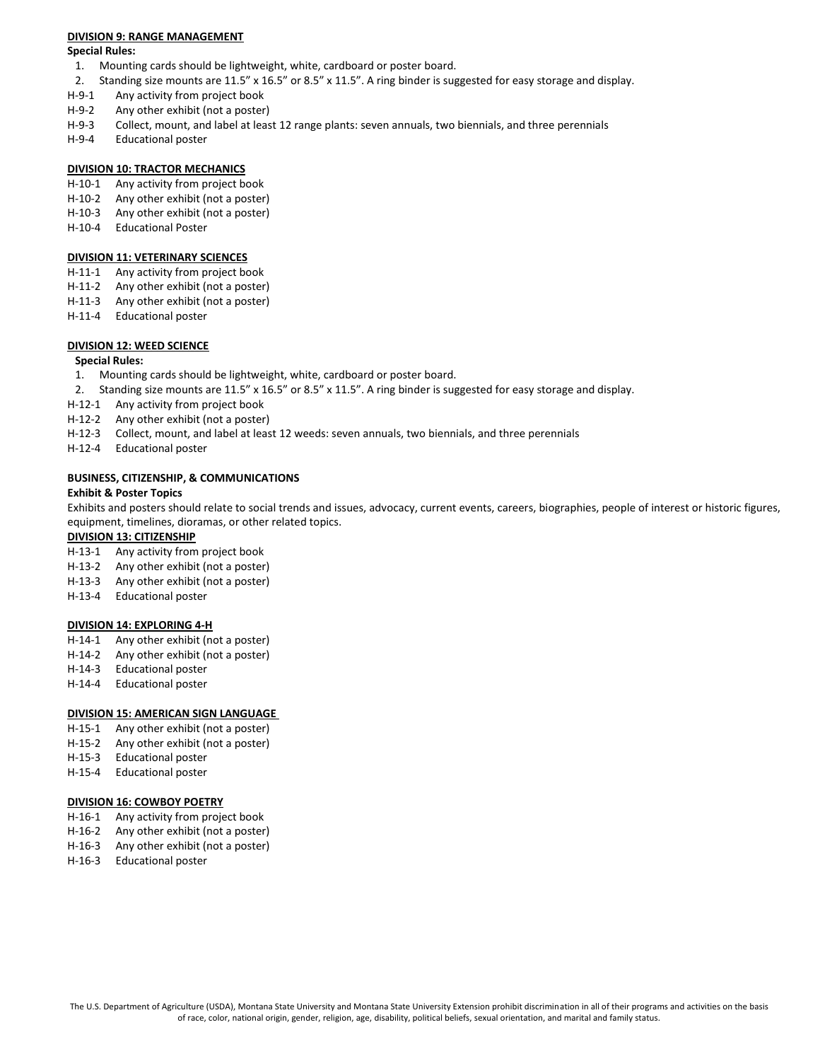**DIVISION 9: RANGE MANAGEMENT**

**Special Rules:**

1. Mounting cards should be lightweight, white, cardboard or poster board.
2. Standing size mounts are 11.5" x 16.5" or 8.5" x 11.5". A ring binder is suggested for easy storage and display.

H-9-1 Any activity from project book
H-9-2 Any other exhibit (not a poster)
H-9-3 Collect, mount, and label at least 12 range plants: seven annuals, two biennials, and three perennials
H-9-4 Educational poster

**DIVISION 10: TRACTOR MECHANICS**

H-10-1 Any activity from project book
H-10-2 Any other exhibit (not a poster)
H-10-3 Any other exhibit (not a poster)
H-10-4 Educational Poster

**DIVISION 11: VETERINARY SCIENCES**

H-11-1 Any activity from project book
H-11-2 Any other exhibit (not a poster)
H-11-3 Any other exhibit (not a poster)
H-11-4 Educational poster

**DIVISION 12: WEED SCIENCE**

**Special Rules:**

1. Mounting cards should be lightweight, white, cardboard or poster board.
2. Standing size mounts are 11.5" x 16.5" or 8.5" x 11.5". A ring binder is suggested for easy storage and display.

H-12-1 Any activity from project book
H-12-2 Any other exhibit (not a poster)
H-12-3 Collect, mount, and label at least 12 weeds: seven annuals, two biennials, and three perennials
H-12-4 Educational poster

**BUSINESS, CITIZENSHIP, & COMMUNICATIONS**

**Exhibit & Poster Topics**

Exhibits and posters should relate to social trends and issues, advocacy, current events, careers, biographies, people of interest or historic figures, equipment, timelines, dioramas, or other related topics.

**DIVISION 13: CITIZENSHIP**

H-13-1 Any activity from project book
H-13-2 Any other exhibit (not a poster)
H-13-3 Any other exhibit (not a poster)
H-13-4 Educational poster

**DIVISION 14: EXPLORING 4-H**

H-14-1 Any other exhibit (not a poster)
H-14-2 Any other exhibit (not a poster)
H-14-3 Educational poster
H-14-4 Educational poster

**DIVISION 15: AMERICAN SIGN LANGUAGE**

H-15-1 Any other exhibit (not a poster)
H-15-2 Any other exhibit (not a poster)
H-15-3 Educational poster
H-15-4 Educational poster

**DIVISION 16: COWBOY POETRY**

H-16-1 Any activity from project book
H-16-2 Any other exhibit (not a poster)
H-16-3 Any other exhibit (not a poster)
H-16-3 Educational poster

The U.S. Department of Agriculture (USDA), Montana State University and Montana State University Extension prohibit discrimination in all of their programs and activities on the basis of race, color, national origin, gender, religion, age, disability, political beliefs, sexual orientation, and marital and family status.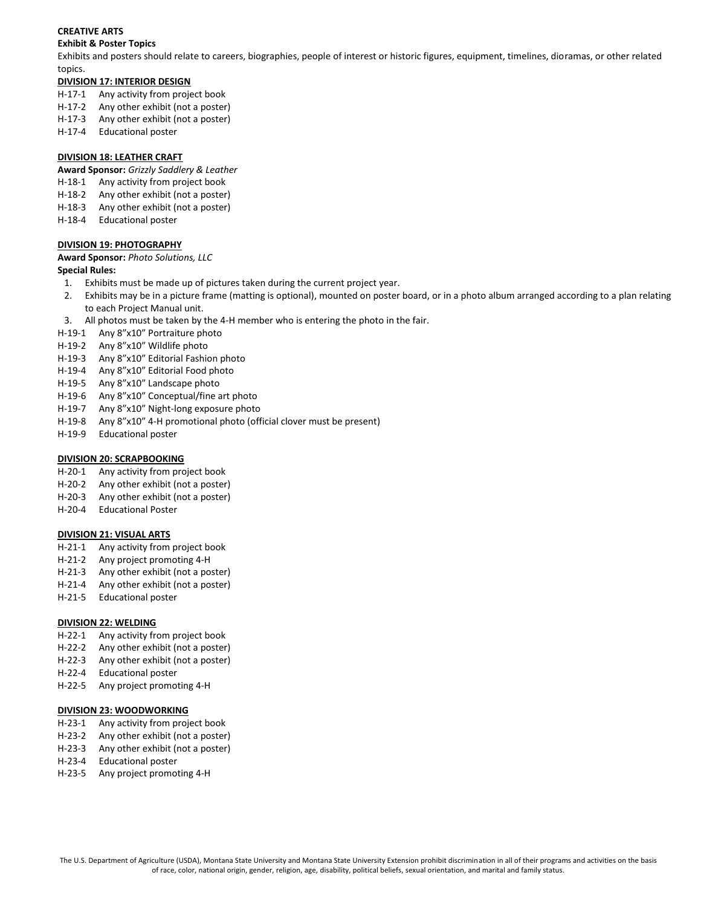**CREATIVE ARTS**

**Exhibit & Poster Topics**

Exhibits and posters should relate to careers, biographies, people of interest or historic figures, equipment, timelines, dioramas, or other related topics.

**DIVISION 17: INTERIOR DESIGN**

H-17-1 Any activity from project book
H-17-2 Any other exhibit (not a poster)
H-17-3 Any other exhibit (not a poster)
H-17-4 Educational poster

**DIVISION 18: LEATHER CRAFT**

**Award Sponsor:** *Grizzly Saddlery & Leather*

H-18-1 Any activity from project book
H-18-2 Any other exhibit (not a poster)
H-18-3 Any other exhibit (not a poster)
H-18-4 Educational poster

**DIVISION 19: PHOTOGRAPHY**

**Award Sponsor:** *Photo Solutions, LLC*

**Special Rules:**

1. Exhibits must be made up of pictures taken during the current project year.
2. Exhibits may be in a picture frame (matting is optional), mounted on poster board, or in a photo album arranged according to a plan relating to each Project Manual unit.
3. All photos must be taken by the 4-H member who is entering the photo in the fair.

H-19-1 Any 8"x10" Portraiture photo
H-19-2 Any 8"x10" Wildlife photo
H-19-3 Any 8"x10" Editorial Fashion photo
H-19-4 Any 8"x10" Editorial Food photo
H-19-5 Any 8"x10" Landscape photo
H-19-6 Any 8"x10" Conceptual/fine art photo
H-19-7 Any 8"x10" Night-long exposure photo
H-19-8 Any 8"x10" 4-H promotional photo (official clover must be present)
H-19-9 Educational poster

**DIVISION 20: SCRAPBOOKING**

H-20-1 Any activity from project book
H-20-2 Any other exhibit (not a poster)
H-20-3 Any other exhibit (not a poster)
H-20-4 Educational Poster

**DIVISION 21: VISUAL ARTS**

H-21-1 Any activity from project book
H-21-2 Any project promoting 4-H
H-21-3 Any other exhibit (not a poster)
H-21-4 Any other exhibit (not a poster)
H-21-5 Educational poster

**DIVISION 22: WELDING**

H-22-1 Any activity from project book
H-22-2 Any other exhibit (not a poster)
H-22-3 Any other exhibit (not a poster)
H-22-4 Educational poster
H-22-5 Any project promoting 4-H

**DIVISION 23: WOODWORKING**

H-23-1 Any activity from project book
H-23-2 Any other exhibit (not a poster)
H-23-3 Any other exhibit (not a poster)
H-23-4 Educational poster
H-23-5 Any project promoting 4-H

The U.S. Department of Agriculture (USDA), Montana State University and Montana State University Extension prohibit discrimination in all of their programs and activities on the basis of race, color, national origin, gender, religion, age, disability, political beliefs, sexual orientation, and marital and family status.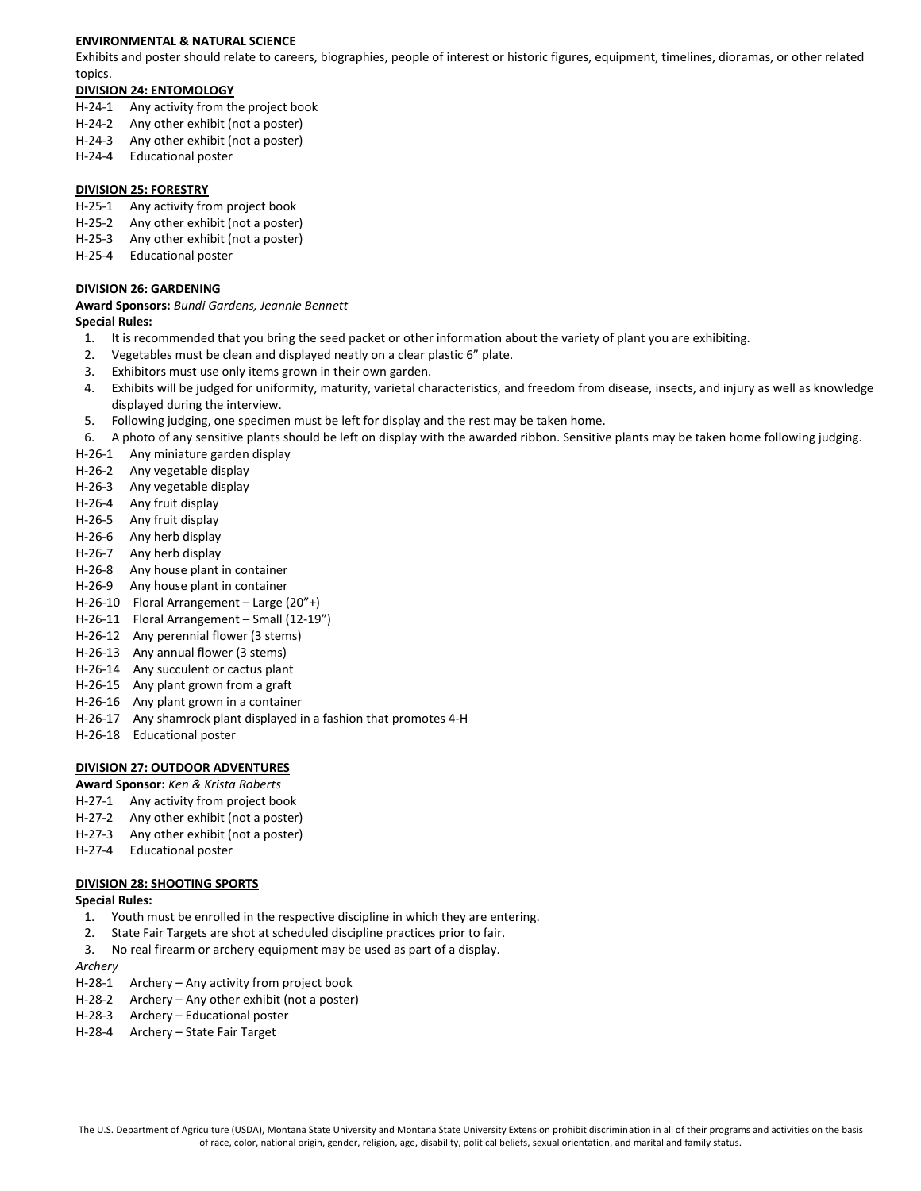**ENVIRONMENTAL & NATURAL SCIENCE**

Exhibits and poster should relate to careers, biographies, people of interest or historic figures, equipment, timelines, dioramas, or other related topics.

**DIVISION 24: ENTOMOLOGY**

H-24-1 Any activity from the project book
H-24-2 Any other exhibit (not a poster)
H-24-3 Any other exhibit (not a poster)
H-24-4 Educational poster

**DIVISION 25: FORESTRY**

H-25-1 Any activity from project book
H-25-2 Any other exhibit (not a poster)
H-25-3 Any other exhibit (not a poster)
H-25-4 Educational poster

**DIVISION 26: GARDENING**

**Award Sponsors:** *Bundi Gardens, Jeannie Bennett*

**Special Rules:**

1. It is recommended that you bring the seed packet or other information about the variety of plant you are exhibiting.
2. Vegetables must be clean and displayed neatly on a clear plastic 6" plate.
3. Exhibitors must use only items grown in their own garden.
4. Exhibits will be judged for uniformity, maturity, varietal characteristics, and freedom from disease, insects, and injury as well as knowledge displayed during the interview.
5. Following judging, one specimen must be left for display and the rest may be taken home.
6. A photo of any sensitive plants should be left on display with the awarded ribbon. Sensitive plants may be taken home following judging.

H-26-1 Any miniature garden display
H-26-2 Any vegetable display
H-26-3 Any vegetable display
H-26-4 Any fruit display
H-26-5 Any fruit display
H-26-6 Any herb display
H-26-7 Any herb display
H-26-8 Any house plant in container
H-26-9 Any house plant in container
H-26-10 Floral Arrangement – Large (20"+)
H-26-11 Floral Arrangement – Small (12-19")
H-26-12 Any perennial flower (3 stems)
H-26-13 Any annual flower (3 stems)
H-26-14 Any succulent or cactus plant
H-26-15 Any plant grown from a graft
H-26-16 Any plant grown in a container
H-26-17 Any shamrock plant displayed in a fashion that promotes 4-H
H-26-18 Educational poster

**DIVISION 27: OUTDOOR ADVENTURES**

**Award Sponsor:** *Ken & Krista Roberts*

H-27-1 Any activity from project book
H-27-2 Any other exhibit (not a poster)
H-27-3 Any other exhibit (not a poster)
H-27-4 Educational poster

**DIVISION 28: SHOOTING SPORTS**

**Special Rules:**

1. Youth must be enrolled in the respective discipline in which they are entering.
2. State Fair Targets are shot at scheduled discipline practices prior to fair.
3. No real firearm or archery equipment may be used as part of a display.

*Archery*

H-28-1 Archery – Any activity from project book
H-28-2 Archery – Any other exhibit (not a poster)
H-28-3 Archery – Educational poster
H-28-4 Archery – State Fair Target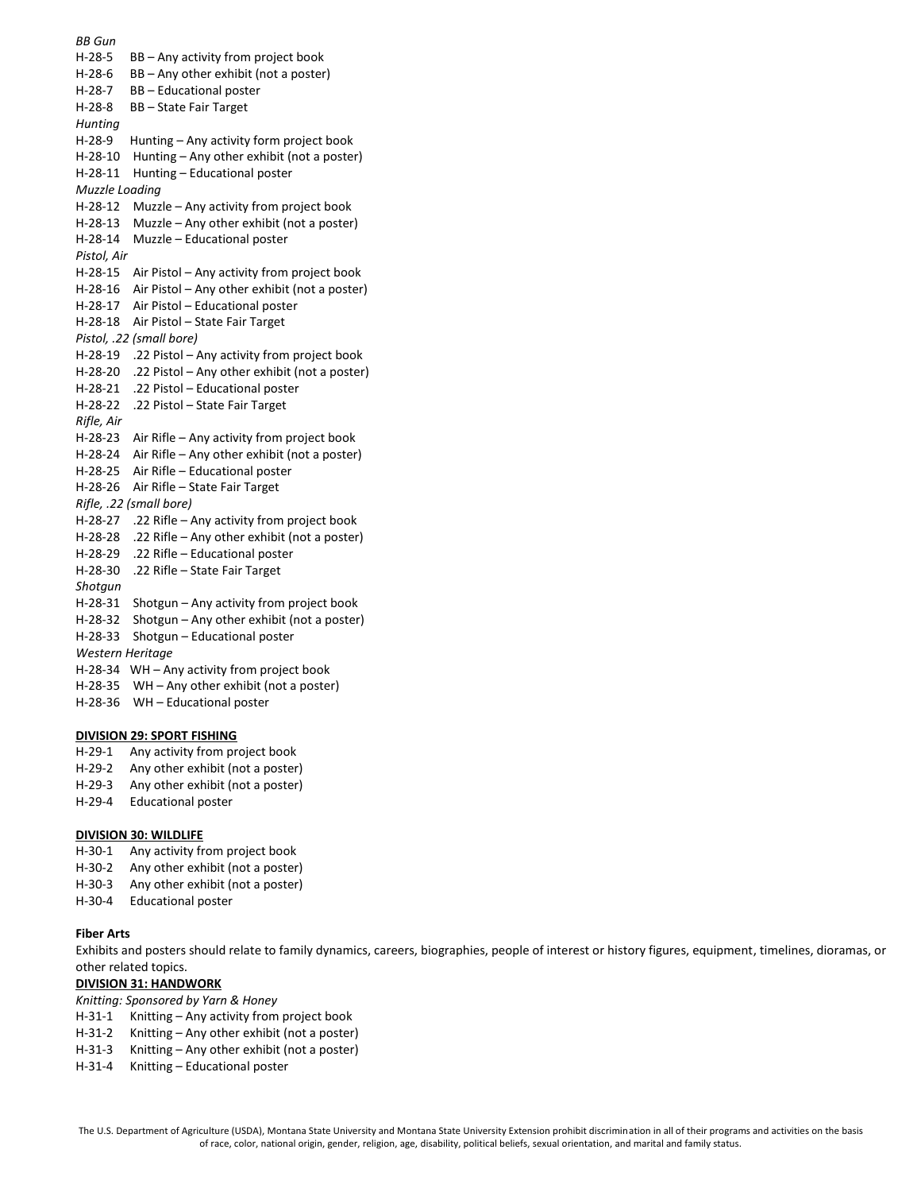*BB Gun*

H-28-5 BB – Any activity from project book
H-28-6 BB – Any other exhibit (not a poster)
H-28-7 BB – Educational poster
H-28-8 BB – State Fair Target

*Hunting*

H-28-9 Hunting – Any activity form project book
H-28-10 Hunting – Any other exhibit (not a poster)
H-28-11 Hunting – Educational poster

*Muzzle Loading*

H-28-12 Muzzle – Any activity from project book
H-28-13 Muzzle – Any other exhibit (not a poster)
H-28-14 Muzzle – Educational poster

*Pistol, Air*

H-28-15 Air Pistol – Any activity from project book
H-28-16 Air Pistol – Any other exhibit (not a poster)
H-28-17 Air Pistol – Educational poster
H-28-18 Air Pistol – State Fair Target

*Pistol, .22 (small bore)*

H-28-19 .22 Pistol – Any activity from project book
H-28-20 .22 Pistol – Any other exhibit (not a poster)
H-28-21 .22 Pistol – Educational poster
H-28-22 .22 Pistol – State Fair Target

*Rifle, Air*

H-28-23 Air Rifle – Any activity from project book
H-28-24 Air Rifle – Any other exhibit (not a poster)
H-28-25 Air Rifle – Educational poster
H-28-26 Air Rifle – State Fair Target

*Rifle, .22 (small bore)*

H-28-27 .22 Rifle – Any activity from project book
H-28-28 .22 Rifle – Any other exhibit (not a poster)
H-28-29 .22 Rifle – Educational poster
H-28-30 .22 Rifle – State Fair Target

*Shotgun*

H-28-31 Shotgun – Any activity from project book
H-28-32 Shotgun – Any other exhibit (not a poster)
H-28-33 Shotgun – Educational poster

*Western Heritage*

H-28-34 WH – Any activity from project book
H-28-35 WH – Any other exhibit (not a poster)
H-28-36 WH – Educational poster

**DIVISION 29: SPORT FISHING**

H-29-1 Any activity from project book
H-29-2 Any other exhibit (not a poster)
H-29-3 Any other exhibit (not a poster)
H-29-4 Educational poster

**DIVISION 30: WILDLIFE**

H-30-1 Any activity from project book
H-30-2 Any other exhibit (not a poster)
H-30-3 Any other exhibit (not a poster)
H-30-4 Educational poster

**Fiber Arts**

Exhibits and posters should relate to family dynamics, careers, biographies, people of interest or history figures, equipment, timelines, dioramas, or other related topics.

**DIVISION 31: HANDWORK**

*Knitting: Sponsored by Yarn & Honey*

H-31-1 Knitting – Any activity from project book
H-31-2 Knitting – Any other exhibit (not a poster)
H-31-3 Knitting – Any other exhibit (not a poster)
H-31-4 Knitting – Educational poster

The U.S. Department of Agriculture (USDA), Montana State University and Montana State University Extension prohibit discrimination in all of their programs and activities on the basis of race, color, national origin, gender, religion, age, disability, political beliefs, sexual orientation, and marital and family status.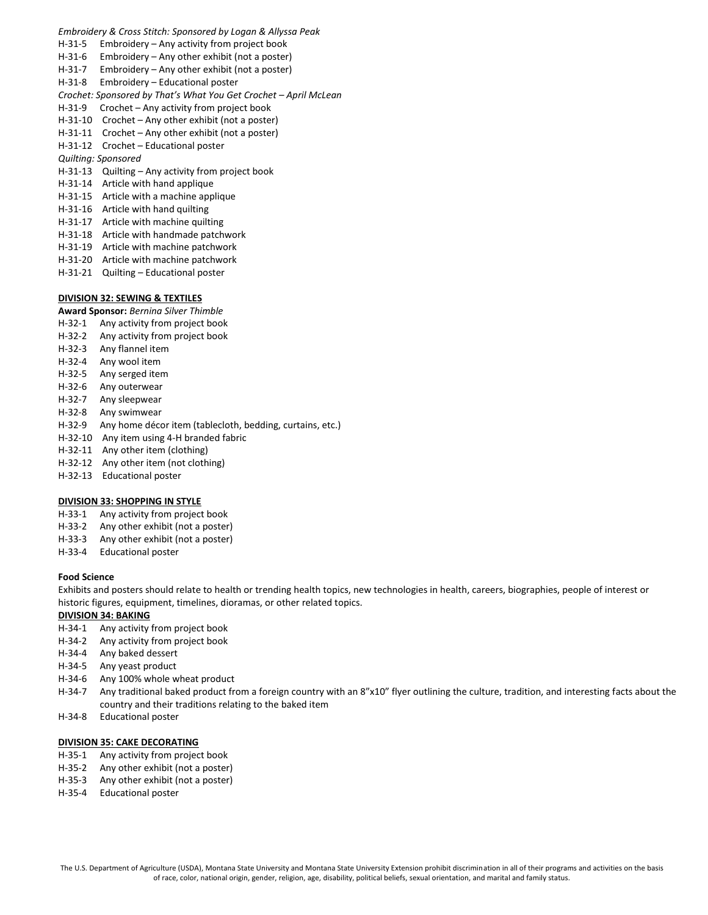*Embroidery & Cross Stitch: Sponsored by Logan & Allyssa Peak*

H-31-5 Embroidery – Any activity from project book
H-31-6 Embroidery – Any other exhibit (not a poster)
H-31-7 Embroidery – Any other exhibit (not a poster)
H-31-8 Embroidery – Educational poster

*Crochet: Sponsored by That's What You Get Crochet – April McLean*

H-31-9 Crochet – Any activity from project book
H-31-10 Crochet – Any other exhibit (not a poster)
H-31-11 Crochet – Any other exhibit (not a poster)
H-31-12 Crochet – Educational poster

*Quilting: Sponsored*

H-31-13 Quilting – Any activity from project book
H-31-14 Article with hand applique
H-31-15 Article with a machine applique
H-31-16 Article with hand quilting
H-31-17 Article with machine quilting
H-31-18 Article with handmade patchwork
H-31-19 Article with machine patchwork
H-31-20 Article with machine patchwork
H-31-21 Quilting – Educational poster

**DIVISION 32: SEWING & TEXTILES**

**Award Sponsor:** *Bernina Silver Thimble*

H-32-1 Any activity from project book
H-32-2 Any activity from project book
H-32-3 Any flannel item
H-32-4 Any wool item
H-32-5 Any serged item
H-32-6 Any outerwear
H-32-7 Any sleepwear
H-32-8 Any swimwear
H-32-9 Any home décor item (tablecloth, bedding, curtains, etc.)
H-32-10 Any item using 4-H branded fabric
H-32-11 Any other item (clothing)
H-32-12 Any other item (not clothing)
H-32-13 Educational poster

**DIVISION 33: SHOPPING IN STYLE**

H-33-1 Any activity from project book
H-33-2 Any other exhibit (not a poster)
H-33-3 Any other exhibit (not a poster)
H-33-4 Educational poster

**Food Science**

Exhibits and posters should relate to health or trending health topics, new technologies in health, careers, biographies, people of interest or historic figures, equipment, timelines, dioramas, or other related topics.

**DIVISION 34: BAKING**

H-34-1 Any activity from project book
H-34-2 Any activity from project book
H-34-4 Any baked dessert
H-34-5 Any yeast product
H-34-6 Any 100% whole wheat product
H-34-7 Any traditional baked product from a foreign country with an 8"x10" flyer outlining the culture, tradition, and interesting facts about the country and their traditions relating to the baked item
H-34-8 Educational poster

**DIVISION 35: CAKE DECORATING**

H-35-1 Any activity from project book
H-35-2 Any other exhibit (not a poster)
H-35-3 Any other exhibit (not a poster)
H-35-4 Educational poster

The U.S. Department of Agriculture (USDA), Montana State University and Montana State University Extension prohibit discrimination in all of their programs and activities on the basis of race, color, national origin, gender, religion, age, disability, political beliefs, sexual orientation, and marital and family status.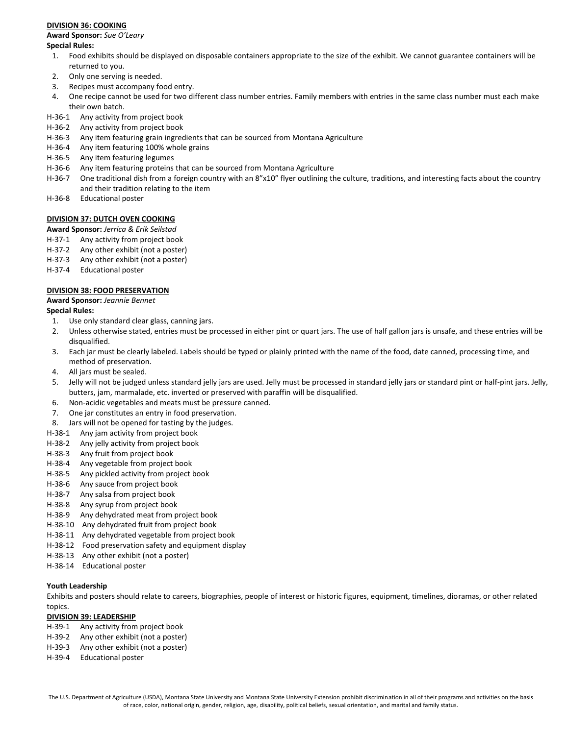**DIVISION 36: COOKING**

**Award Sponsor:** *Sue O'Leary*

**Special Rules:**

1. Food exhibits should be displayed on disposable containers appropriate to the size of the exhibit. We cannot guarantee containers will be returned to you.
2. Only one serving is needed.
3. Recipes must accompany food entry.
4. One recipe cannot be used for two different class number entries. Family members with entries in the same class number must each make their own batch.

H-36-1 Any activity from project book
H-36-2 Any activity from project book
H-36-3 Any item featuring grain ingredients that can be sourced from Montana Agriculture
H-36-4 Any item featuring 100% whole grains
H-36-5 Any item featuring legumes
H-36-6 Any item featuring proteins that can be sourced from Montana Agriculture
H-36-7 One traditional dish from a foreign country with an 8"x10" flyer outlining the culture, traditions, and interesting facts about the country and their tradition relating to the item
H-36-8 Educational poster

**DIVISION 37: DUTCH OVEN COOKING**

**Award Sponsor:** *Jerrica & Erik Seilstad*

H-37-1 Any activity from project book
H-37-2 Any other exhibit (not a poster)
H-37-3 Any other exhibit (not a poster)
H-37-4 Educational poster

**DIVISION 38: FOOD PRESERVATION**

**Award Sponsor:** *Jeannie Bennet*

**Special Rules:**

1. Use only standard clear glass, canning jars.
2. Unless otherwise stated, entries must be processed in either pint or quart jars. The use of half gallon jars is unsafe, and these entries will be disqualified.
3. Each jar must be clearly labeled. Labels should be typed or plainly printed with the name of the food, date canned, processing time, and method of preservation.
4. All jars must be sealed.
5. Jelly will not be judged unless standard jelly jars are used. Jelly must be processed in standard jelly jars or standard pint or half-pint jars. Jelly, butters, jam, marmalade, etc. inverted or preserved with paraffin will be disqualified.
6. Non-acidic vegetables and meats must be pressure canned.
7. One jar constitutes an entry in food preservation.
8. Jars will not be opened for tasting by the judges.

H-38-1 Any jam activity from project book
H-38-2 Any jelly activity from project book
H-38-3 Any fruit from project book
H-38-4 Any vegetable from project book
H-38-5 Any pickled activity from project book
H-38-6 Any sauce from project book
H-38-7 Any salsa from project book
H-38-8 Any syrup from project book
H-38-9 Any dehydrated meat from project book
H-38-10 Any dehydrated fruit from project book
H-38-11 Any dehydrated vegetable from project book
H-38-12 Food preservation safety and equipment display
H-38-13 Any other exhibit (not a poster)
H-38-14 Educational poster

**Youth Leadership**

Exhibits and posters should relate to careers, biographies, people of interest or historic figures, equipment, timelines, dioramas, or other related topics.

**DIVISION 39: LEADERSHIP**

H-39-1 Any activity from project book
H-39-2 Any other exhibit (not a poster)
H-39-3 Any other exhibit (not a poster)
H-39-4 Educational poster

The U.S. Department of Agriculture (USDA), Montana State University and Montana State University Extension prohibit discrimination in all of their programs and activities on the basis of race, color, national origin, gender, religion, age, disability, political beliefs, sexual orientation, and marital and family status.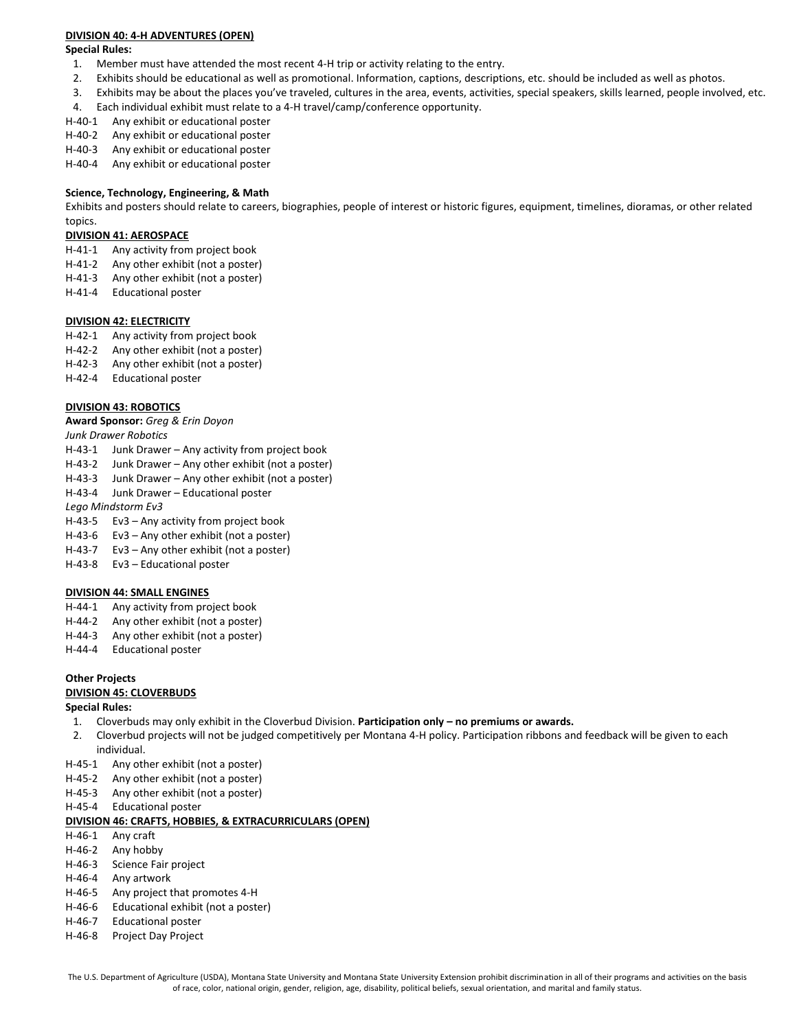**DIVISION 40: 4-H ADVENTURES (OPEN)**

**Special Rules:**

1. Member must have attended the most recent 4-H trip or activity relating to the entry.
2. Exhibits should be educational as well as promotional. Information, captions, descriptions, etc. should be included as well as photos.
3. Exhibits may be about the places you've traveled, cultures in the area, events, activities, special speakers, skills learned, people involved, etc.
4. Each individual exhibit must relate to a 4-H travel/camp/conference opportunity.

H-40-1 Any exhibit or educational poster
H-40-2 Any exhibit or educational poster
H-40-3 Any exhibit or educational poster
H-40-4 Any exhibit or educational poster

**Science, Technology, Engineering, & Math**

Exhibits and posters should relate to careers, biographies, people of interest or historic figures, equipment, timelines, dioramas, or other related topics.

**DIVISION 41: AEROSPACE**

H-41-1 Any activity from project book
H-41-2 Any other exhibit (not a poster)
H-41-3 Any other exhibit (not a poster)
H-41-4 Educational poster

**DIVISION 42: ELECTRICITY**

H-42-1 Any activity from project book
H-42-2 Any other exhibit (not a poster)
H-42-3 Any other exhibit (not a poster)
H-42-4 Educational poster

**DIVISION 43: ROBOTICS**

**Award Sponsor:** *Greg & Erin Doyon*

*Junk Drawer Robotics*

H-43-1 Junk Drawer – Any activity from project book
H-43-2 Junk Drawer – Any other exhibit (not a poster)
H-43-3 Junk Drawer – Any other exhibit (not a poster)
H-43-4 Junk Drawer – Educational poster

*Lego Mindstorm Ev3*

H-43-5 Ev3 – Any activity from project book
H-43-6 Ev3 – Any other exhibit (not a poster)
H-43-7 Ev3 – Any other exhibit (not a poster)
H-43-8 Ev3 – Educational poster

**DIVISION 44: SMALL ENGINES**

H-44-1 Any activity from project book
H-44-2 Any other exhibit (not a poster)
H-44-3 Any other exhibit (not a poster)
H-44-4 Educational poster

**Other Projects**

**DIVISION 45: CLOVERBUDS**

**Special Rules:**

1. Cloverbuds may only exhibit in the Cloverbud Division. **Participation only – no premiums or awards.**
2. Cloverbud projects will not be judged competitively per Montana 4-H policy. Participation ribbons and feedback will be given to each individual.

H-45-1 Any other exhibit (not a poster)
H-45-2 Any other exhibit (not a poster)
H-45-3 Any other exhibit (not a poster)
H-45-4 Educational poster

**DIVISION 46: CRAFTS, HOBBIES, & EXTRACURRICULARS (OPEN)**

H-46-1 Any craft
H-46-2 Any hobby
H-46-3 Science Fair project
H-46-4 Any artwork
H-46-5 Any project that promotes 4-H
H-46-6 Educational exhibit (not a poster)
H-46-7 Educational poster
H-46-8 Project Day Project

The U.S. Department of Agriculture (USDA), Montana State University and Montana State University Extension prohibit discrimination in all of their programs and activities on the basis of race, color, national origin, gender, religion, age, disability, political beliefs, sexual orientation, and marital and family status.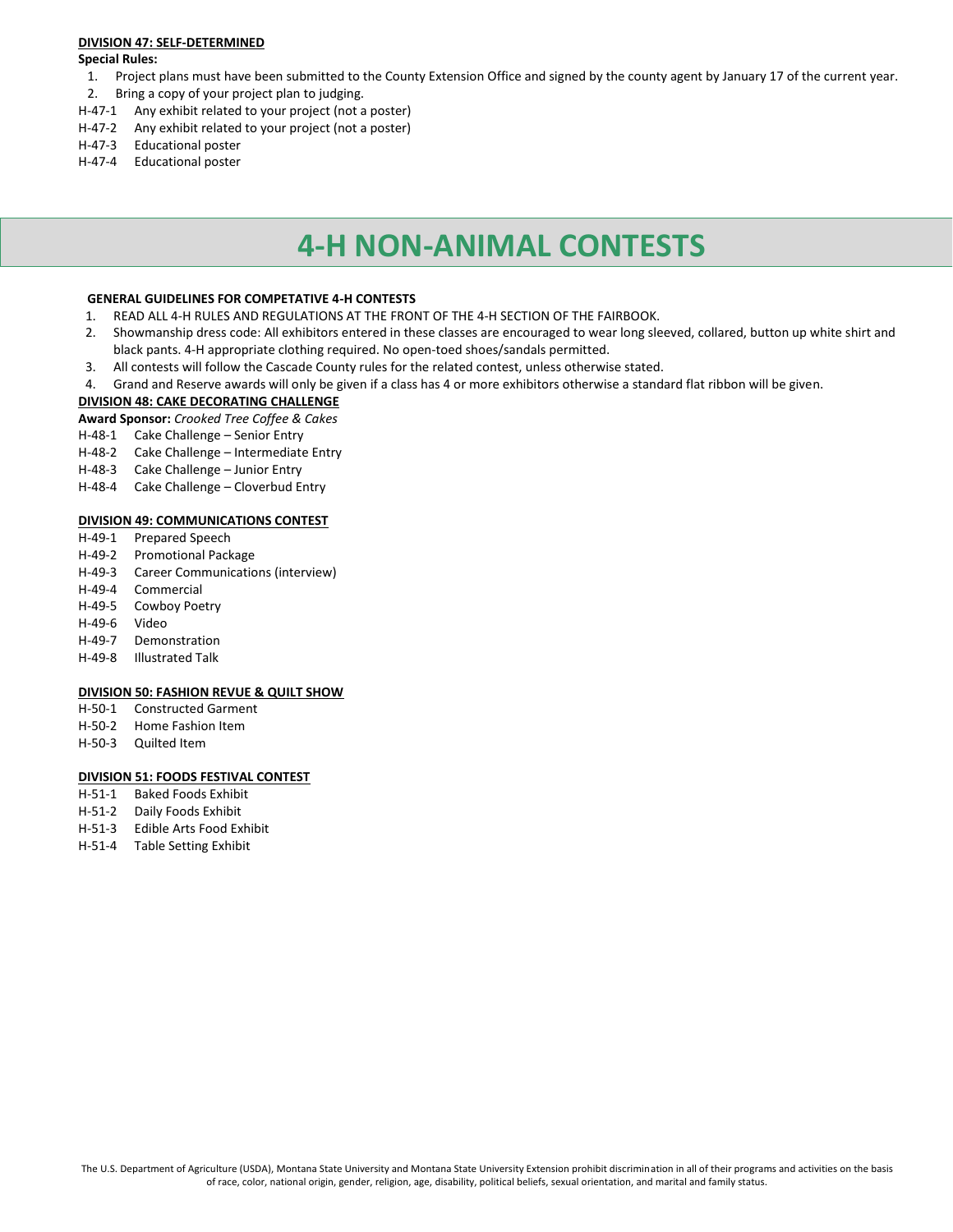**DIVISION 47: SELF-DETERMINED**

**Special Rules:**

1. Project plans must have been submitted to the County Extension Office and signed by the county agent by January 17 of the current year.
2. Bring a copy of your project plan to judging.

H-47-1 Any exhibit related to your project (not a poster)
H-47-2 Any exhibit related to your project (not a poster)
H-47-3 Educational poster
H-47-4 Educational poster

# 4-H NON-ANIMAL CONTESTS

**GENERAL GUIDELINES FOR COMPETATIVE 4-H CONTESTS**

1. READ ALL 4-H RULES AND REGULATIONS AT THE FRONT OF THE 4-H SECTION OF THE FAIRBOOK.
2. Showmanship dress code: All exhibitors entered in these classes are encouraged to wear long sleeved, collared, button up white shirt and black pants. 4-H appropriate clothing required. No open-toed shoes/sandals permitted.
3. All contests will follow the Cascade County rules for the related contest, unless otherwise stated.
4. Grand and Reserve awards will only be given if a class has 4 or more exhibitors otherwise a standard flat ribbon will be given.

**DIVISION 48: CAKE DECORATING CHALLENGE**

**Award Sponsor:** *Crooked Tree Coffee & Cakes*

H-48-1 Cake Challenge – Senior Entry
H-48-2 Cake Challenge – Intermediate Entry
H-48-3 Cake Challenge – Junior Entry
H-48-4 Cake Challenge – Cloverbud Entry

**DIVISION 49: COMMUNICATIONS CONTEST**

H-49-1 Prepared Speech
H-49-2 Promotional Package
H-49-3 Career Communications (interview)
H-49-4 Commercial
H-49-5 Cowboy Poetry
H-49-6 Video
H-49-7 Demonstration
H-49-8 Illustrated Talk

**DIVISION 50: FASHION REVUE & QUILT SHOW**

H-50-1 Constructed Garment
H-50-2 Home Fashion Item
H-50-3 Quilted Item

**DIVISION 51: FOODS FESTIVAL CONTEST**

H-51-1 Baked Foods Exhibit
H-51-2 Daily Foods Exhibit
H-51-3 Edible Arts Food Exhibit
H-51-4 Table Setting Exhibit

The U.S. Department of Agriculture (USDA), Montana State University and Montana State University Extension prohibit discrimination in all of their programs and activities on the basis of race, color, national origin, gender, religion, age, disability, political beliefs, sexual orientation, and marital and family status.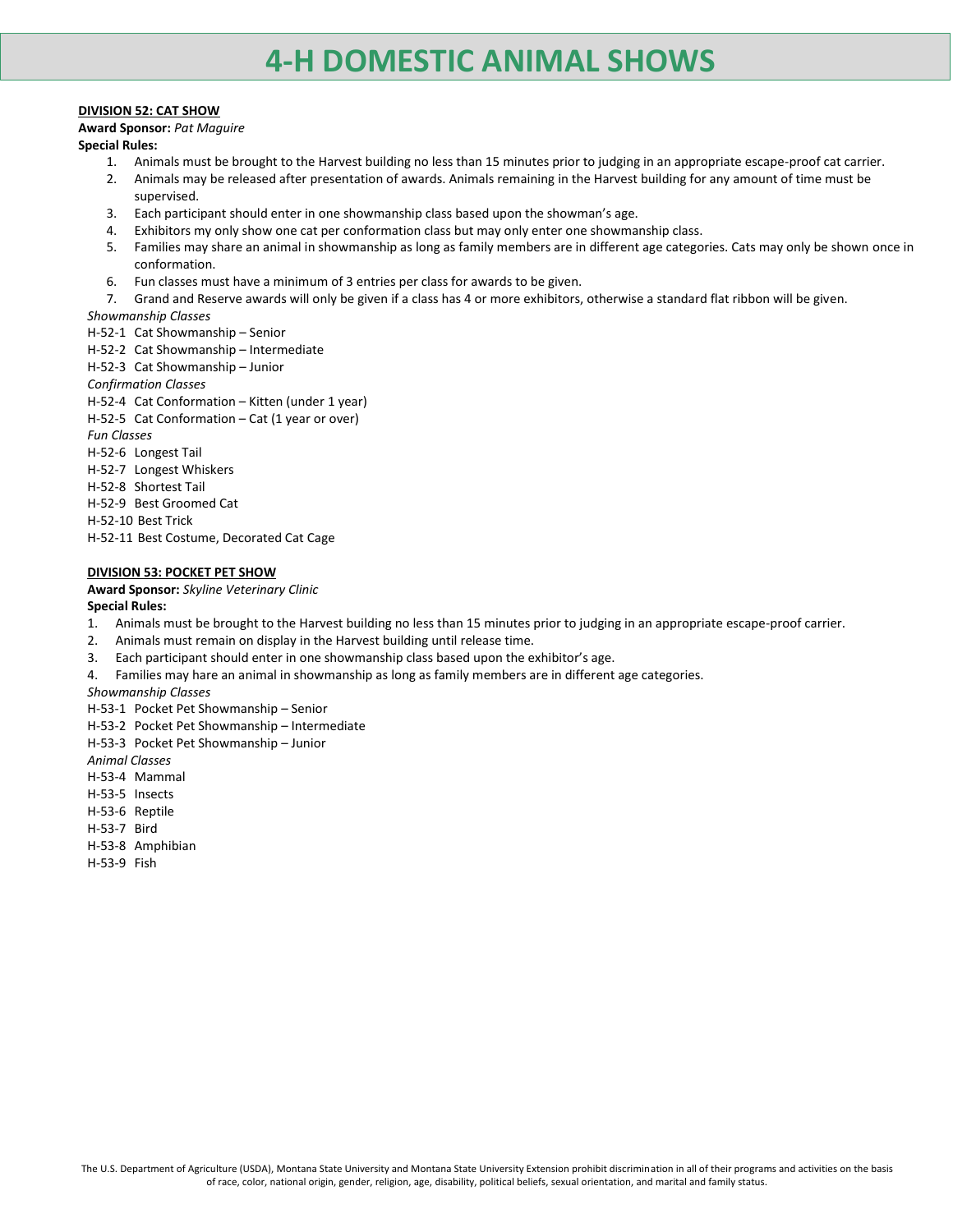# 4-H DOMESTIC ANIMAL SHOWS

**DIVISION 52: CAT SHOW**

**Award Sponsor:** *Pat Maguire*

**Special Rules:**

1. Animals must be brought to the Harvest building no less than 15 minutes prior to judging in an appropriate escape-proof cat carrier.
2. Animals may be released after presentation of awards. Animals remaining in the Harvest building for any amount of time must be supervised.
3. Each participant should enter in one showmanship class based upon the showman's age.
4. Exhibitors my only show one cat per conformation class but may only enter one showmanship class.
5. Families may share an animal in showmanship as long as family members are in different age categories. Cats may only be shown once in conformation.
6. Fun classes must have a minimum of 3 entries per class for awards to be given.
7. Grand and Reserve awards will only be given if a class has 4 or more exhibitors, otherwise a standard flat ribbon will be given.

*Showmanship Classes*

H-52-1 Cat Showmanship – Senior
H-52-2 Cat Showmanship – Intermediate
H-52-3 Cat Showmanship – Junior

*Confirmation Classes*

H-52-4 Cat Conformation – Kitten (under 1 year)
H-52-5 Cat Conformation – Cat (1 year or over)

*Fun Classes*

H-52-6 Longest Tail
H-52-7 Longest Whiskers
H-52-8 Shortest Tail
H-52-9 Best Groomed Cat
H-52-10 Best Trick
H-52-11 Best Costume, Decorated Cat Cage

**DIVISION 53: POCKET PET SHOW**

**Award Sponsor:** *Skyline Veterinary Clinic*

**Special Rules:**

1. Animals must be brought to the Harvest building no less than 15 minutes prior to judging in an appropriate escape-proof carrier.
2. Animals must remain on display in the Harvest building until release time.
3. Each participant should enter in one showmanship class based upon the exhibitor's age.
4. Families may hare an animal in showmanship as long as family members are in different age categories.

*Showmanship Classes*

H-53-1 Pocket Pet Showmanship – Senior
H-53-2 Pocket Pet Showmanship – Intermediate
H-53-3 Pocket Pet Showmanship – Junior

*Animal Classes*

H-53-4 Mammal
H-53-5 Insects
H-53-6 Reptile
H-53-7 Bird
H-53-8 Amphibian
H-53-9 Fish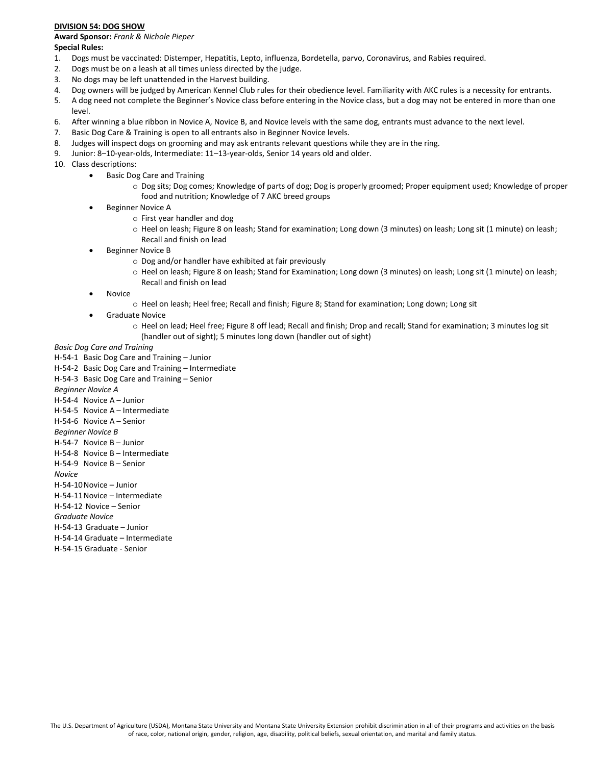**DIVISION 54: DOG SHOW**

**Award Sponsor:** *Frank & Nichole Pieper*

**Special Rules:**

1. Dogs must be vaccinated: Distemper, Hepatitis, Lepto, influenza, Bordetella, parvo, Coronavirus, and Rabies required.
2. Dogs must be on a leash at all times unless directed by the judge.
3. No dogs may be left unattended in the Harvest building.
4. Dog owners will be judged by American Kennel Club rules for their obedience level. Familiarity with AKC rules is a necessity for entrants.
5. A dog need not complete the Beginner's Novice class before entering in the Novice class, but a dog may not be entered in more than one level.
6. After winning a blue ribbon in Novice A, Novice B, and Novice levels with the same dog, entrants must advance to the next level.
7. Basic Dog Care & Training is open to all entrants also in Beginner Novice levels.
8. Judges will inspect dogs on grooming and may ask entrants relevant questions while they are in the ring.
9. Junior: 8–10-year-olds, Intermediate: 11–13-year-olds, Senior 14 years old and older.
10. Class descriptions:
    - Basic Dog Care and Training
        - Dog sits; Dog comes; Knowledge of parts of dog; Dog is properly groomed; Proper equipment used; Knowledge of proper food and nutrition; Knowledge of 7 AKC breed groups
    - Beginner Novice A
        - First year handler and dog
        - Heel on leash; Figure 8 on leash; Stand for examination; Long down (3 minutes) on leash; Long sit (1 minute) on leash; Recall and finish on lead
    - Beginner Novice B
        - Dog and/or handler have exhibited at fair previously
        - Heel on leash; Figure 8 on leash; Stand for Examination; Long down (3 minutes) on leash; Long sit (1 minute) on leash; Recall and finish on lead
    - Novice
        - Heel on leash; Heel free; Recall and finish; Figure 8; Stand for examination; Long down; Long sit
    - Graduate Novice
        - Heel on lead; Heel free; Figure 8 off lead; Recall and finish; Drop and recall; Stand for examination; 3 minutes log sit (handler out of sight); 5 minutes long down (handler out of sight)

*Basic Dog Care and Training*

H-54-1 Basic Dog Care and Training – Junior
H-54-2 Basic Dog Care and Training – Intermediate
H-54-3 Basic Dog Care and Training – Senior

*Beginner Novice A*

H-54-4 Novice A – Junior
H-54-5 Novice A – Intermediate
H-54-6 Novice A – Senior

*Beginner Novice B*

H-54-7 Novice B – Junior
H-54-8 Novice B – Intermediate
H-54-9 Novice B – Senior

*Novice*

H-54-10 Novice – Junior
H-54-11 Novice – Intermediate
H-54-12 Novice – Senior

*Graduate Novice*

H-54-13 Graduate – Junior
H-54-14 Graduate – Intermediate
H-54-15 Graduate - Senior

The U.S. Department of Agriculture (USDA), Montana State University and Montana State University Extension prohibit discrimination in all of their programs and activities on the basis of race, color, national origin, gender, religion, age, disability, political beliefs, sexual orientation, and marital and family status.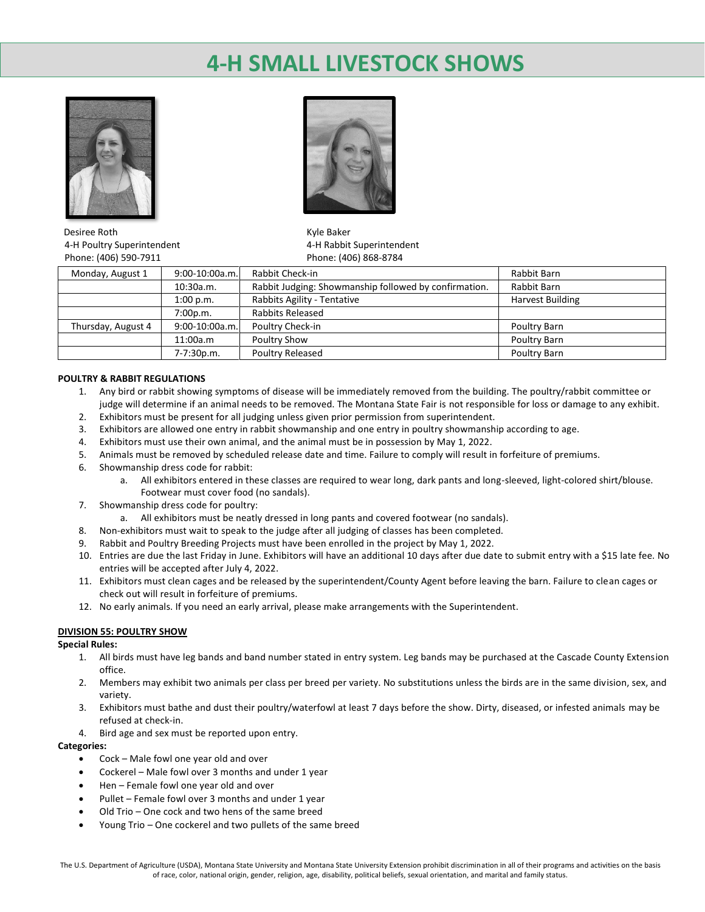# 4-H SMALL LIVESTOCK SHOWS

Desiree Roth
4-H Poultry Superintendent
Phone: (406) 590-7911

Kyle Baker
4-H Rabbit Superintendent
Phone: (406) 868-8784

| | | | |
|---|---|---|---|
| Monday, August 1 | 9:00-10:00a.m. | Rabbit Check-in | Rabbit Barn |
| | 10:30a.m. | Rabbit Judging: Showmanship followed by confirmation. | Rabbit Barn |
| | 1:00 p.m. | Rabbits Agility - Tentative | Harvest Building |
| | 7:00p.m. | Rabbits Released | |
| Thursday, August 4 | 9:00-10:00a.m. | Poultry Check-in | Poultry Barn |
| | 11:00a.m | Poultry Show | Poultry Barn |
| | 7-7:30p.m. | Poultry Released | Poultry Barn |

**POULTRY & RABBIT REGULATIONS**

1. Any bird or rabbit showing symptoms of disease will be immediately removed from the building. The poultry/rabbit committee or judge will determine if an animal needs to be removed. The Montana State Fair is not responsible for loss or damage to any exhibit.
2. Exhibitors must be present for all judging unless given prior permission from superintendent.
3. Exhibitors are allowed one entry in rabbit showmanship and one entry in poultry showmanship according to age.
4. Exhibitors must use their own animal, and the animal must be in possession by May 1, 2022.
5. Animals must be removed by scheduled release date and time. Failure to comply will result in forfeiture of premiums.
6. Showmanship dress code for rabbit:
    a. All exhibitors entered in these classes are required to wear long, dark pants and long-sleeved, light-colored shirt/blouse. Footwear must cover food (no sandals).
7. Showmanship dress code for poultry:
    a. All exhibitors must be neatly dressed in long pants and covered footwear (no sandals).
8. Non-exhibitors must wait to speak to the judge after all judging of classes has been completed.
9. Rabbit and Poultry Breeding Projects must have been enrolled in the project by May 1, 2022.
10. Entries are due the last Friday in June. Exhibitors will have an additional 10 days after due date to submit entry with a $15 late fee. No entries will be accepted after July 4, 2022.
11. Exhibitors must clean cages and be released by the superintendent/County Agent before leaving the barn. Failure to clean cages or check out will result in forfeiture of premiums.
12. No early animals. If you need an early arrival, please make arrangements with the Superintendent.

**DIVISION 55: POULTRY SHOW**

**Special Rules:**

1. All birds must have leg bands and band number stated in entry system. Leg bands may be purchased at the Cascade County Extension office.
2. Members may exhibit two animals per class per breed per variety. No substitutions unless the birds are in the same division, sex, and variety.
3. Exhibitors must bathe and dust their poultry/waterfowl at least 7 days before the show. Dirty, diseased, or infested animals may be refused at check-in.
4. Bird age and sex must be reported upon entry.

**Categories:**

- Cock – Male fowl one year old and over
- Cockerel – Male fowl over 3 months and under 1 year
- Hen – Female fowl one year old and over
- Pullet – Female fowl over 3 months and under 1 year
- Old Trio – One cock and two hens of the same breed
- Young Trio – One cockerel and two pullets of the same breed

The U.S. Department of Agriculture (USDA), Montana State University and Montana State University Extension prohibit discrimination in all of their programs and activities on the basis of race, color, national origin, gender, religion, age, disability, political beliefs, sexual orientation, and marital and family status.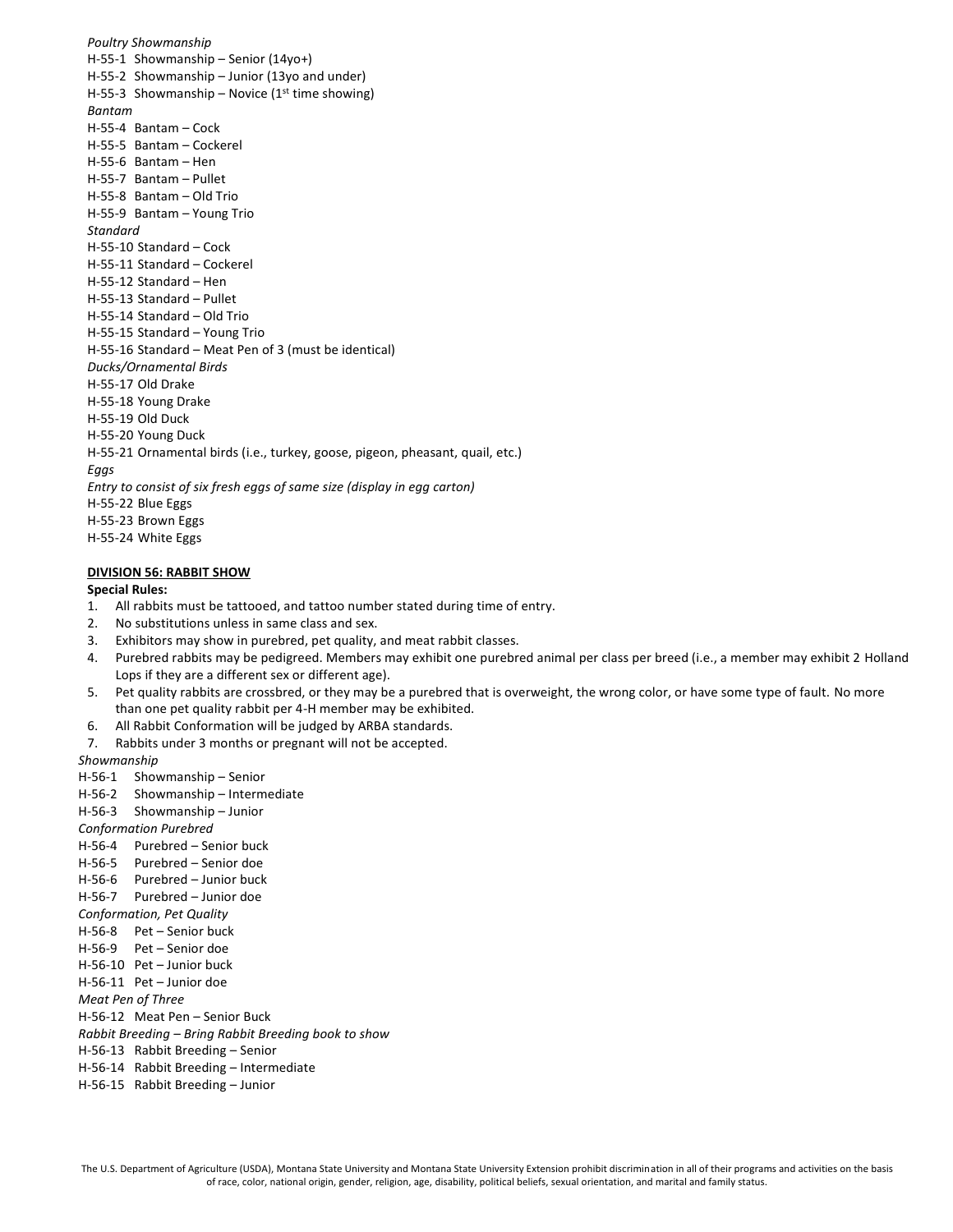*Poultry Showmanship*

H-55-1 Showmanship – Senior (14yo+)

H-55-2 Showmanship – Junior (13yo and under)

H-55-3 Showmanship – Novice (1st time showing)

*Bantam*

H-55-4 Bantam – Cock

H-55-5 Bantam – Cockerel

H-55-6 Bantam – Hen

H-55-7 Bantam – Pullet

H-55-8 Bantam – Old Trio

H-55-9 Bantam – Young Trio

*Standard*

H-55-10 Standard – Cock

H-55-11 Standard – Cockerel

H-55-12 Standard – Hen

H-55-13 Standard – Pullet

H-55-14 Standard – Old Trio

H-55-15 Standard – Young Trio

H-55-16 Standard – Meat Pen of 3 (must be identical)

*Ducks/Ornamental Birds*

H-55-17 Old Drake

H-55-18 Young Drake

H-55-19 Old Duck

H-55-20 Young Duck

H-55-21 Ornamental birds (i.e., turkey, goose, pigeon, pheasant, quail, etc.)

*Eggs*

*Entry to consist of six fresh eggs of same size (display in egg carton)*

H-55-22 Blue Eggs

H-55-23 Brown Eggs

H-55-24 White Eggs

## DIVISION 56: RABBIT SHOW

**Special Rules:**

1. All rabbits must be tattooed, and tattoo number stated during time of entry.
2. No substitutions unless in same class and sex.
3. Exhibitors may show in purebred, pet quality, and meat rabbit classes.
4. Purebred rabbits may be pedigreed. Members may exhibit one purebred animal per class per breed (i.e., a member may exhibit 2 Holland Lops if they are a different sex or different age).
5. Pet quality rabbits are crossbred, or they may be a purebred that is overweight, the wrong color, or have some type of fault. No more than one pet quality rabbit per 4-H member may be exhibited.
6. All Rabbit Conformation will be judged by ARBA standards.
7. Rabbits under 3 months or pregnant will not be accepted.

*Showmanship*

H-56-1 Showmanship – Senior

H-56-2 Showmanship – Intermediate

H-56-3 Showmanship – Junior

*Conformation Purebred*

H-56-4 Purebred – Senior buck

H-56-5 Purebred – Senior doe

H-56-6 Purebred – Junior buck

H-56-7 Purebred – Junior doe

*Conformation, Pet Quality*

H-56-8 Pet – Senior buck

H-56-9 Pet – Senior doe

H-56-10 Pet – Junior buck

H-56-11 Pet – Junior doe

*Meat Pen of Three*

H-56-12 Meat Pen – Senior Buck

*Rabbit Breeding – Bring Rabbit Breeding book to show*

H-56-13 Rabbit Breeding – Senior

H-56-14 Rabbit Breeding – Intermediate

H-56-15 Rabbit Breeding – Junior

The U.S. Department of Agriculture (USDA), Montana State University and Montana State University Extension prohibit discrimination in all of their programs and activities on the basis of race, color, national origin, gender, religion, age, disability, political beliefs, sexual orientation, and marital and family status.